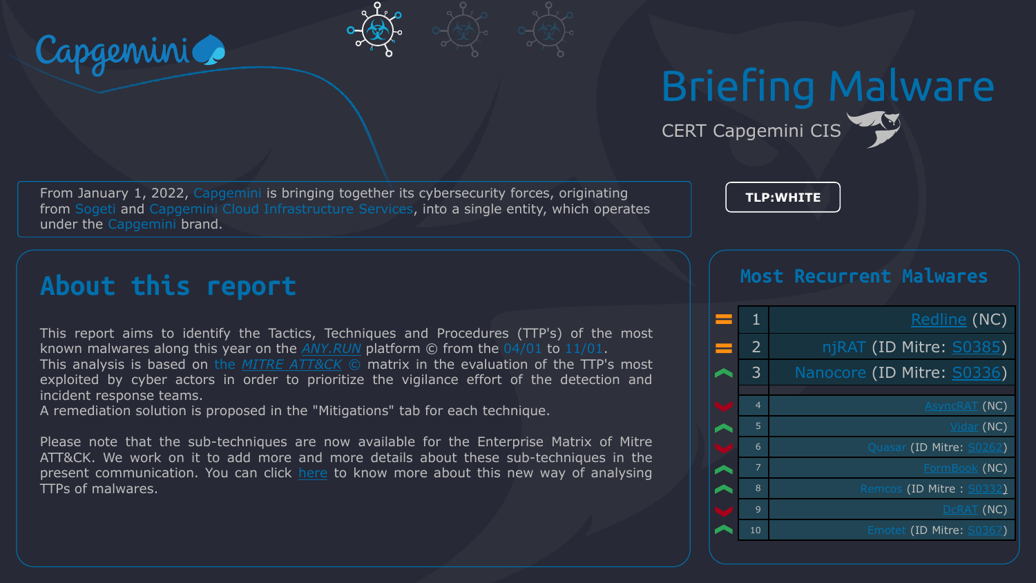# Briefing Malware

CERT Capgemini CIS

TLP:WHITE

From January 1, 2022, Capgemini is bringing together its cybersecurity forces, originating from Sogeti and Capgemini Cloud Infrastructure Services, into a single entity, which operates under the Capgemini brand.

## About this report

This report aims to identify the Tactics, Techniques and Procedures (TTP's) of the most known malwares along this year on the *ANY.RUN* platform © from the 04/01 to 11/01.
This analysis is based on the *MITRE ATT&CK* © matrix in the evaluation of the TTP's most exploited by cyber actors in order to prioritize the vigilance effort of the detection and incident response teams.
A remediation solution is proposed in the "Mitigations" tab for each technique.

Please note that the sub-techniques are now available for the Enterprise Matrix of Mitre ATT&CK. We work on it to add more and more details about these sub-techniques in the present communication. You can click here to know more about this new way of analysing TTPs of malwares.

## Most Recurrent Malwares

| Trend | Rank | Malware |
|---|---|---|
| = | 1 | Redline (NC) |
| = | 2 | njRAT (ID Mitre: S0385) |
| ↑ | 3 | Nanocore (ID Mitre: S0336) |
| ↓ | 4 | AsyncRAT (NC) |
| ↑ | 5 | Vidar (NC) |
| ↓ | 6 | Quasar (ID Mitre: S0262) |
| ↑ | 7 | FormBook (NC) |
| ↑ | 8 | Remcos (ID Mitre : S0332) |
| ↓ | 9 | DcRAT (NC) |
| ↑ | 10 | Emotet (ID Mitre: S0367) |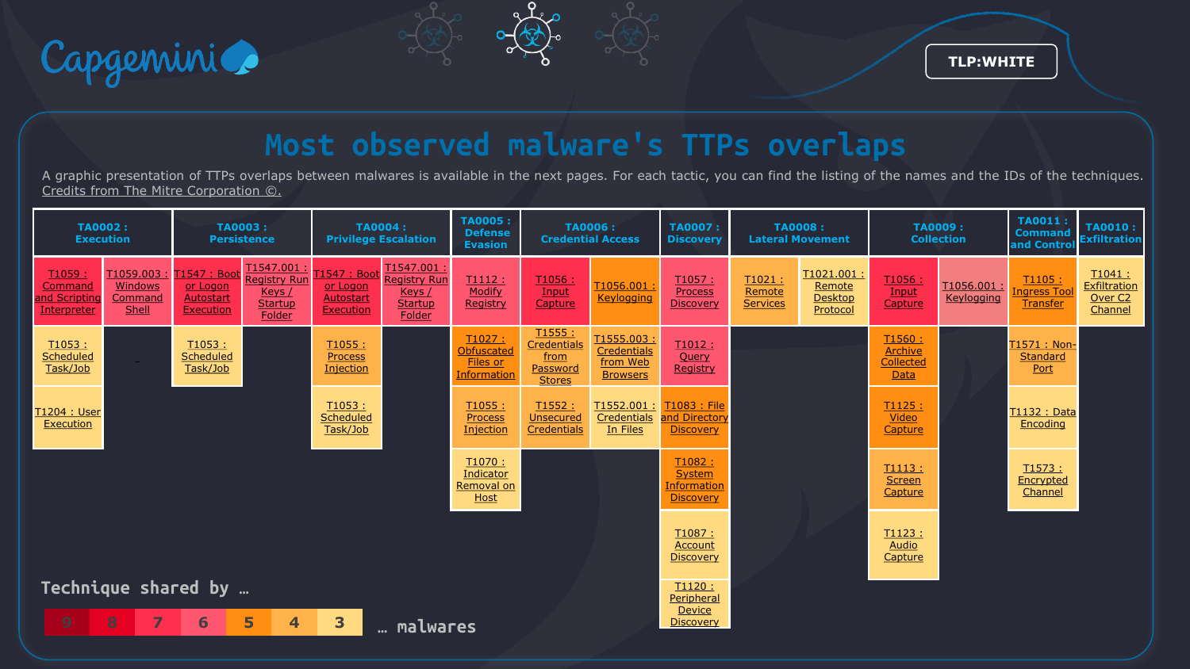TLP:WHITE

# Most observed malware's TTPs overlaps

A graphic presentation of TTPs overlaps between malwares is available in the next pages. For each tactic, you can find the listing of the names and the IDs of the techniques. Credits from The Mitre Corporation ©.

| TA0002 : Execution | TA0003 : Persistence | TA0004 : Privilege Escalation | TA0005 : Defense Evasion | TA0006 : Credential Access | TA0007 : Discovery | TA0008 : Lateral Movement | TA0009 : Collection | TA0011 : Command and Control | TA0010 : Exfiltration |
|---|---|---|---|---|---|---|---|---|---|
| T1059 : Command and Scripting Interpreter; T1059.003 : Windows Command Shell | T1547 : Boot or Logon Autostart Execution; T1547.001 : Registry Run Keys / Startup Folder | T1547 : Boot or Logon Autostart Execution; T1547.001 : Registry Run Keys / Startup Folder | T1112 : Modify Registry | T1056 : Input Capture; T1056.001 : Keylogging | T1057 : Process Discovery | T1021 : Remote Services; T1021.001 : Remote Desktop Protocol | T1056 : Input Capture; T1056.001 : Keylogging | T1105 : Ingress Tool Transfer | T1041 : Exfiltration Over C2 Channel |
| T1053 : Scheduled Task/Job | T1053 : Scheduled Task/Job | T1055 : Process Injection | T1027 : Obfuscated Files or Information | T1555 : Credentials from Password Stores; T1555.003 : Credentials from Web Browsers | T1012 : Query Registry | | T1560 : Archive Collected Data | T1571 : Non-Standard Port | |
| T1204 : User Execution | | T1053 : Scheduled Task/Job | T1055 : Process Injection | T1552 : Unsecured Credentials; T1552.001 : Credentials In Files | T1083 : File and Directory Discovery | | T1125 : Video Capture | T1132 : Data Encoding | |
| | | | T1070 : Indicator Removal on Host | | T1082 : System Information Discovery | | T1113 : Screen Capture | T1573 : Encrypted Channel | |
| | | | | | T1087 : Account Discovery | | T1123 : Audio Capture | | |
| | | | | | T1120 : Peripheral Device Discovery | | | | |

Technique shared by … 9 | 8 | 7 | 6 | 5 | 4 | 3 … malwares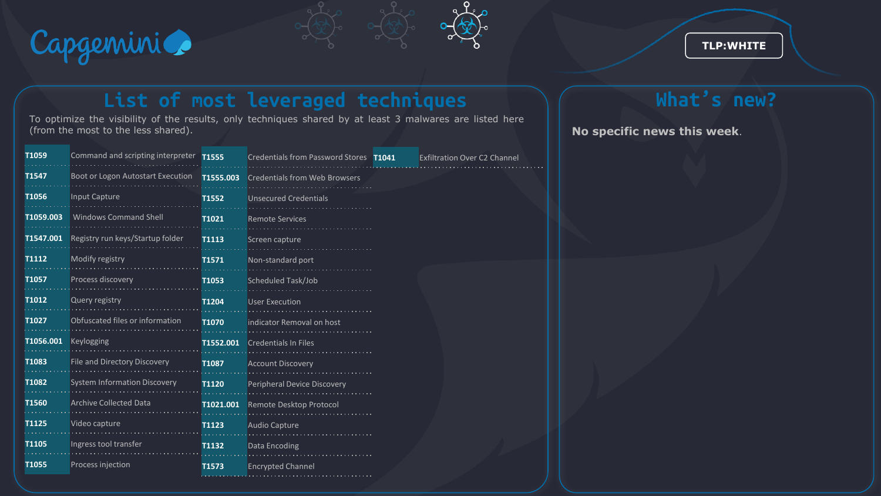TLP:WHITE

## List of most leveraged techniques

To optimize the visibility of the results, only techniques shared by at least 3 malwares are listed here (from the most to the less shared).

| | |
|---|---|
| T1059 | Command and scripting interpreter |
| T1547 | Boot or Logon Autostart Execution |
| T1056 | Input Capture |
| T1059.003 | Windows Command Shell |
| T1547.001 | Registry run keys/Startup folder |
| T1112 | Modify registry |
| T1057 | Process discovery |
| T1012 | Query registry |
| T1027 | Obfuscated files or information |
| T1056.001 | Keylogging |
| T1083 | File and Directory Discovery |
| T1082 | System Information Discovery |
| T1560 | Archive Collected Data |
| T1125 | Video capture |
| T1105 | Ingress tool transfer |
| T1055 | Process injection |
| T1555 | Credentials from Password Stores |
| T1555.003 | Credentials from Web Browsers |
| T1552 | Unsecured Credentials |
| T1021 | Remote Services |
| T1113 | Screen capture |
| T1571 | Non-standard port |
| T1053 | Scheduled Task/Job |
| T1204 | User Execution |
| T1070 | indicator Removal on host |
| T1552.001 | Credentials In Files |
| T1087 | Account Discovery |
| T1120 | Peripheral Device Discovery |
| T1021.001 | Remote Desktop Protocol |
| T1123 | Audio Capture |
| T1132 | Data Encoding |
| T1573 | Encrypted Channel |
| T1041 | Exfiltration Over C2 Channel |

## What's new?

**No specific news this week**.